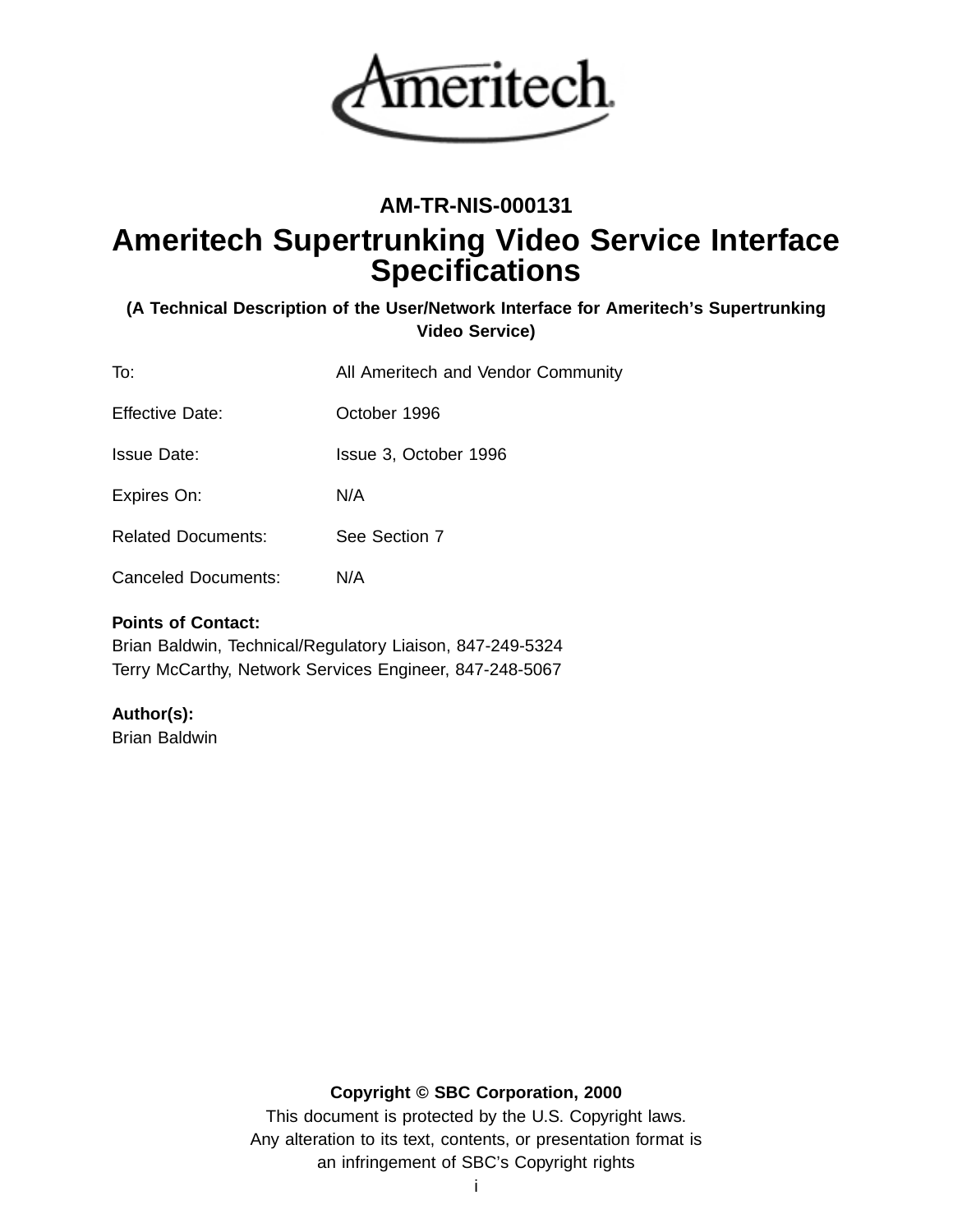**AM-TR-NIS-000131**

# Ameritech Supertrunking Video Service Interface Specifications

**(A Technical Description of the User/Network Interface for Ameritech's Supertrunking Video Service)**

| | |
|---|---|
| To: | All Ameritech and Vendor Community |
| Effective Date: | October 1996 |
| Issue Date: | Issue 3, October 1996 |
| Expires On: | N/A |
| Related Documents: | See Section 7 |
| Canceled Documents: | N/A |

**Points of Contact:**
Brian Baldwin, Technical/Regulatory Liaison, 847-249-5324
Terry McCarthy, Network Services Engineer, 847-248-5067

**Author(s):**
Brian Baldwin

**Copyright © SBC Corporation, 2000**
This document is protected by the U.S. Copyright laws.
Any alteration to its text, contents, or presentation format is an infringement of SBC's Copyright rights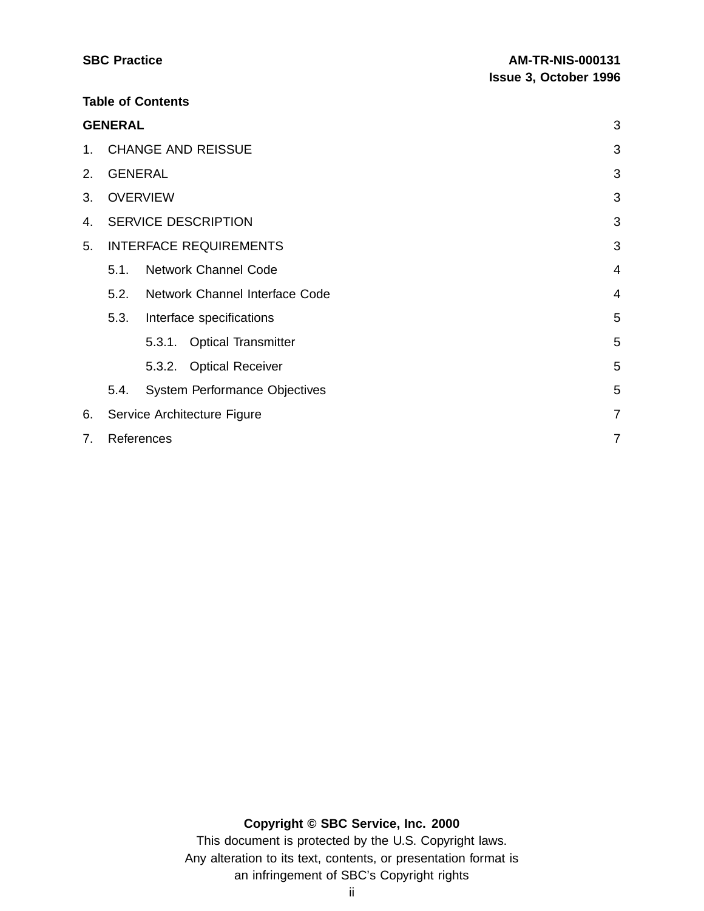**Table of Contents**

| | |
|---|---|
| **GENERAL** | 3 |
| 1. CHANGE AND REISSUE | 3 |
| 2. GENERAL | 3 |
| 3. OVERVIEW | 3 |
| 4. SERVICE DESCRIPTION | 3 |
| 5. INTERFACE REQUIREMENTS | 3 |
| 5.1. Network Channel Code | 4 |
| 5.2. Network Channel Interface Code | 4 |
| 5.3. Interface specifications | 5 |
| 5.3.1. Optical Transmitter | 5 |
| 5.3.2. Optical Receiver | 5 |
| 5.4. System Performance Objectives | 5 |
| 6. Service Architecture Figure | 7 |
| 7. References | 7 |

**Copyright © SBC Service, Inc. 2000**

This document is protected by the U.S. Copyright laws.
Any alteration to its text, contents, or presentation format is
an infringement of SBC's Copyright rights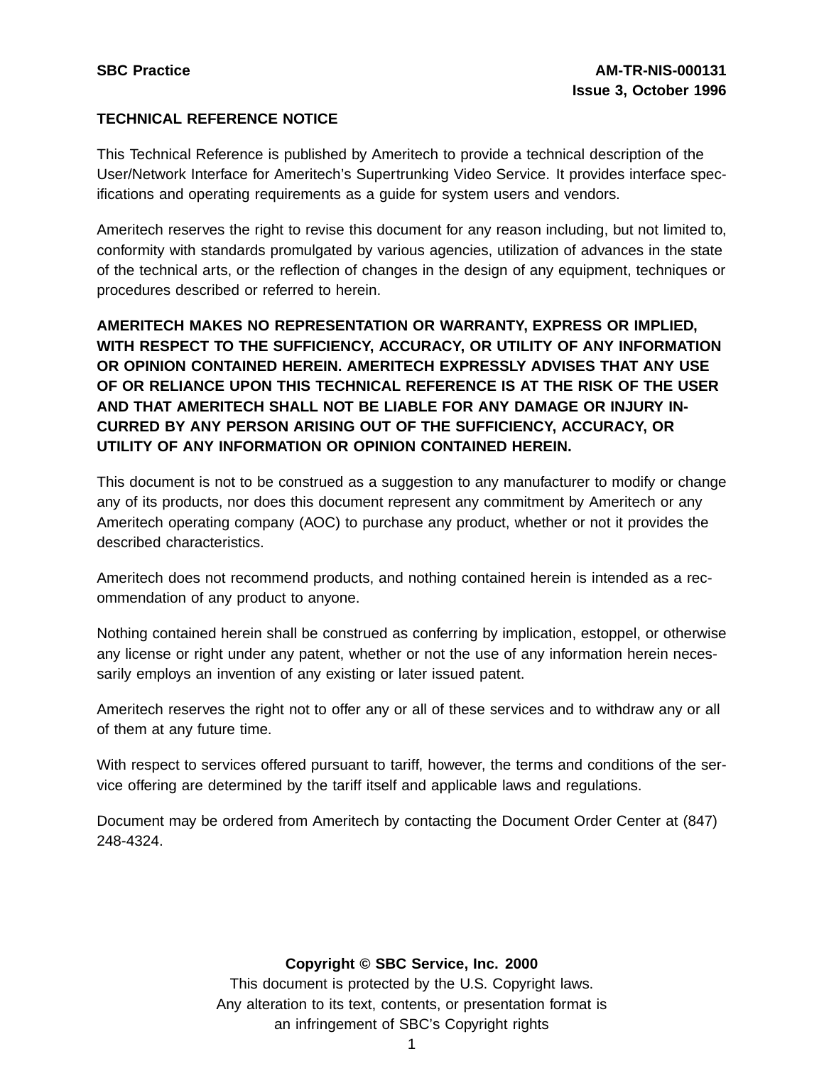**TECHNICAL REFERENCE NOTICE**

This Technical Reference is published by Ameritech to provide a technical description of the User/Network Interface for Ameritech's Supertrunking Video Service. It provides interface specifications and operating requirements as a guide for system users and vendors.

Ameritech reserves the right to revise this document for any reason including, but not limited to, conformity with standards promulgated by various agencies, utilization of advances in the state of the technical arts, or the reflection of changes in the design of any equipment, techniques or procedures described or referred to herein.

**AMERITECH MAKES NO REPRESENTATION OR WARRANTY, EXPRESS OR IMPLIED, WITH RESPECT TO THE SUFFICIENCY, ACCURACY, OR UTILITY OF ANY INFORMATION OR OPINION CONTAINED HEREIN. AMERITECH EXPRESSLY ADVISES THAT ANY USE OF OR RELIANCE UPON THIS TECHNICAL REFERENCE IS AT THE RISK OF THE USER AND THAT AMERITECH SHALL NOT BE LIABLE FOR ANY DAMAGE OR INJURY INCURRED BY ANY PERSON ARISING OUT OF THE SUFFICIENCY, ACCURACY, OR UTILITY OF ANY INFORMATION OR OPINION CONTAINED HEREIN.**

This document is not to be construed as a suggestion to any manufacturer to modify or change any of its products, nor does this document represent any commitment by Ameritech or any Ameritech operating company (AOC) to purchase any product, whether or not it provides the described characteristics.

Ameritech does not recommend products, and nothing contained herein is intended as a recommendation of any product to anyone.

Nothing contained herein shall be construed as conferring by implication, estoppel, or otherwise any license or right under any patent, whether or not the use of any information herein necessarily employs an invention of any existing or later issued patent.

Ameritech reserves the right not to offer any or all of these services and to withdraw any or all of them at any future time.

With respect to services offered pursuant to tariff, however, the terms and conditions of the service offering are determined by the tariff itself and applicable laws and regulations.

Document may be ordered from Ameritech by contacting the Document Order Center at (847) 248-4324.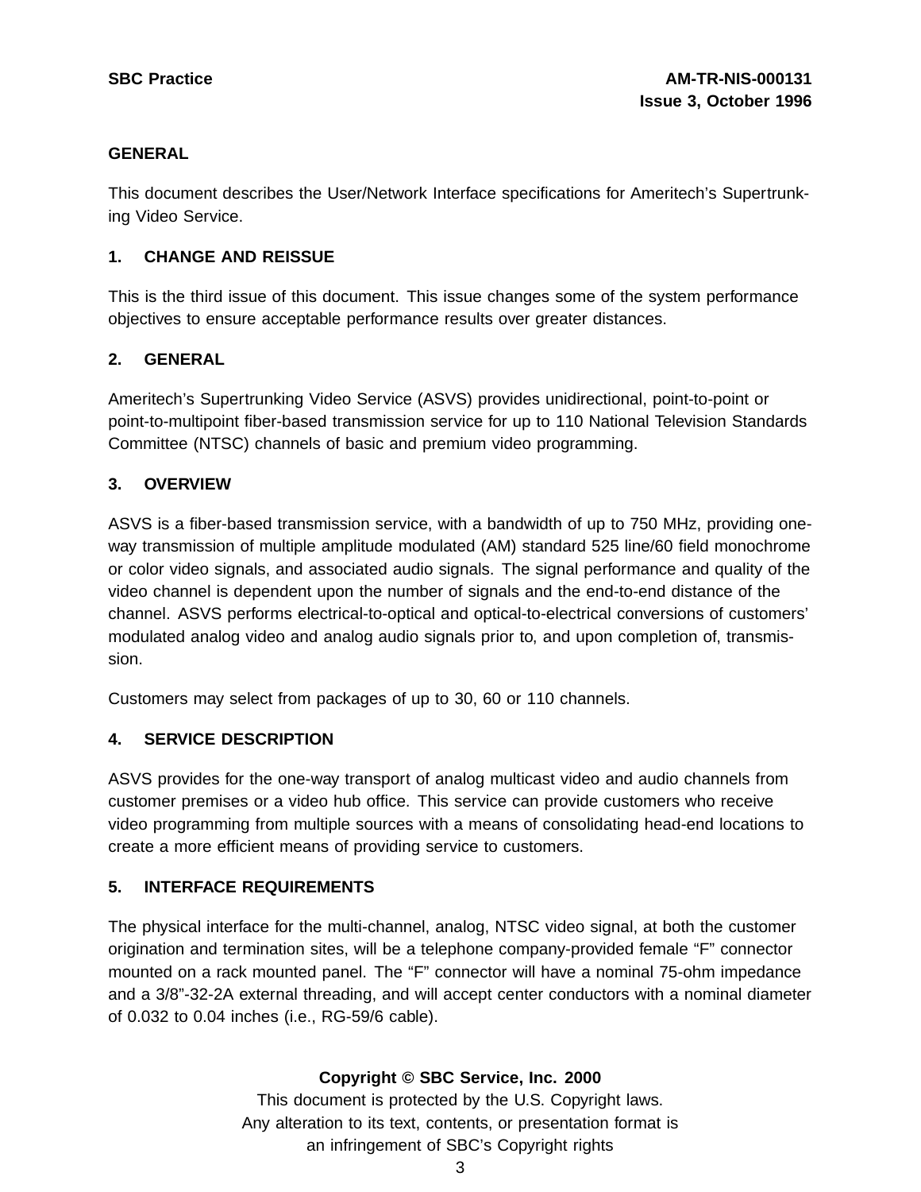## GENERAL

This document describes the User/Network Interface specifications for Ameritech's Supertrunking Video Service.

## 1. CHANGE AND REISSUE

This is the third issue of this document. This issue changes some of the system performance objectives to ensure acceptable performance results over greater distances.

## 2. GENERAL

Ameritech's Supertrunking Video Service (ASVS) provides unidirectional, point-to-point or point-to-multipoint fiber-based transmission service for up to 110 National Television Standards Committee (NTSC) channels of basic and premium video programming.

## 3. OVERVIEW

ASVS is a fiber-based transmission service, with a bandwidth of up to 750 MHz, providing one-way transmission of multiple amplitude modulated (AM) standard 525 line/60 field monochrome or color video signals, and associated audio signals. The signal performance and quality of the video channel is dependent upon the number of signals and the end-to-end distance of the channel. ASVS performs electrical-to-optical and optical-to-electrical conversions of customers' modulated analog video and analog audio signals prior to, and upon completion of, transmission.

Customers may select from packages of up to 30, 60 or 110 channels.

## 4. SERVICE DESCRIPTION

ASVS provides for the one-way transport of analog multicast video and audio channels from customer premises or a video hub office. This service can provide customers who receive video programming from multiple sources with a means of consolidating head-end locations to create a more efficient means of providing service to customers.

## 5. INTERFACE REQUIREMENTS

The physical interface for the multi-channel, analog, NTSC video signal, at both the customer origination and termination sites, will be a telephone company-provided female "F" connector mounted on a rack mounted panel. The "F" connector will have a nominal 75-ohm impedance and a 3/8"-32-2A external threading, and will accept center conductors with a nominal diameter of 0.032 to 0.04 inches (i.e., RG-59/6 cable).

**Copyright © SBC Service, Inc. 2000**
This document is protected by the U.S. Copyright laws.
Any alteration to its text, contents, or presentation format is
an infringement of SBC's Copyright rights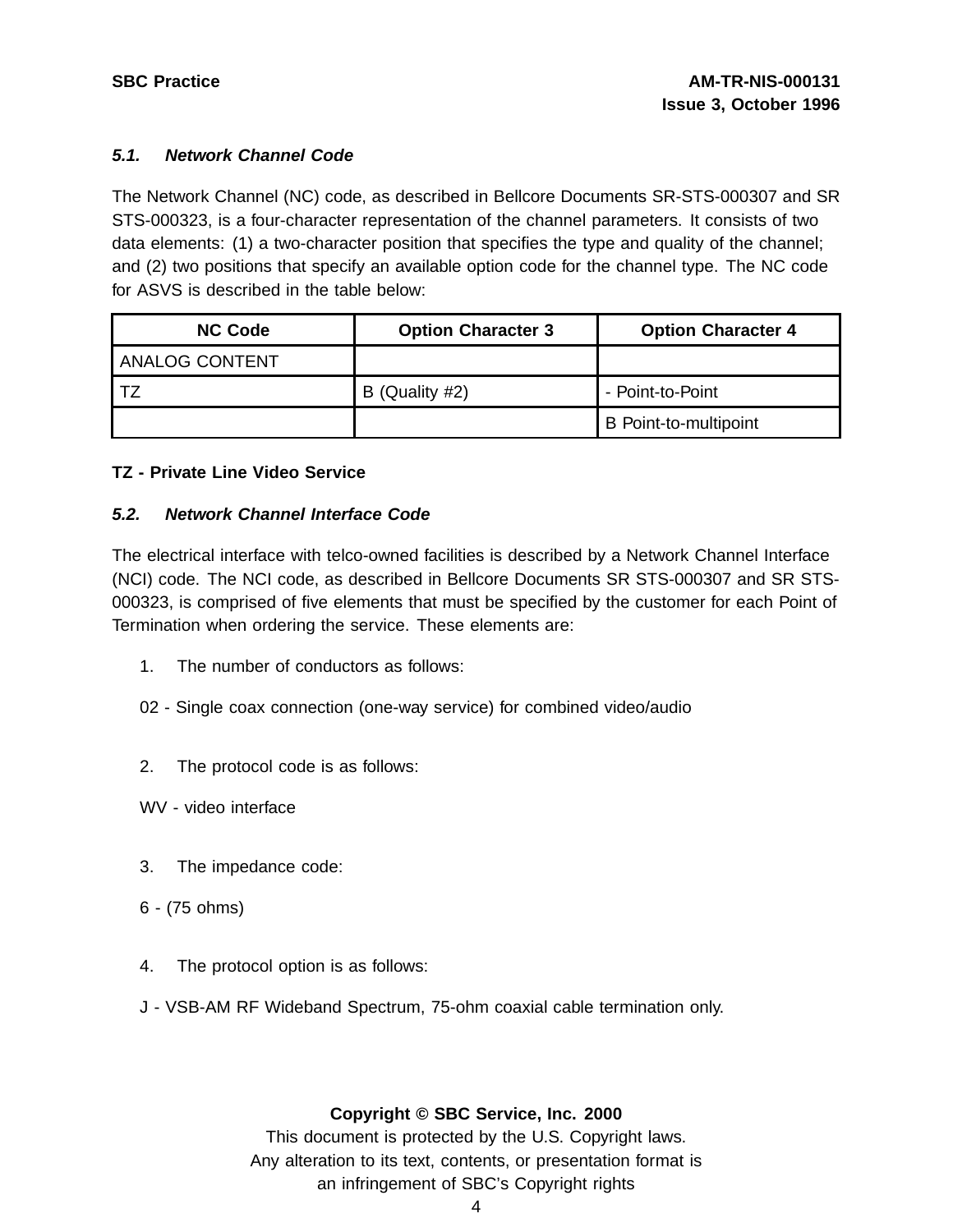### *5.1. Network Channel Code*

The Network Channel (NC) code, as described in Bellcore Documents SR-STS-000307 and SR STS-000323, is a four-character representation of the channel parameters. It consists of two data elements: (1) a two-character position that specifies the type and quality of the channel; and (2) two positions that specify an available option code for the channel type. The NC code for ASVS is described in the table below:

| NC Code | Option Character 3 | Option Character 4 |
|---|---|---|
| ANALOG CONTENT | | |
| TZ | B (Quality #2) | - Point-to-Point |
| | | B Point-to-multipoint |

**TZ - Private Line Video Service**

### *5.2. Network Channel Interface Code*

The electrical interface with telco-owned facilities is described by a Network Channel Interface (NCI) code. The NCI code, as described in Bellcore Documents SR STS-000307 and SR STS-000323, is comprised of five elements that must be specified by the customer for each Point of Termination when ordering the service. These elements are:

1. The number of conductors as follows:

   02 - Single coax connection (one-way service) for combined video/audio

2. The protocol code is as follows:

   WV - video interface

3. The impedance code:

   6 - (75 ohms)

4. The protocol option is as follows:

   J - VSB-AM RF Wideband Spectrum, 75-ohm coaxial cable termination only.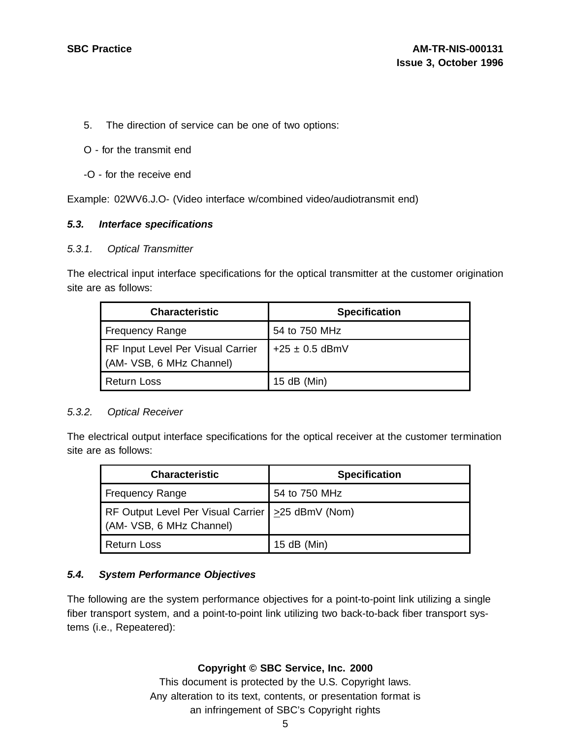5. The direction of service can be one of two options:

O - for the transmit end

-O - for the receive end

Example: 02WV6.J.O- (Video interface w/combined video/audiotransmit end)

### *5.3. Interface specifications*

#### *5.3.1. Optical Transmitter*

The electrical input interface specifications for the optical transmitter at the customer origination site are as follows:

| Characteristic | Specification |
|---|---|
| Frequency Range | 54 to 750 MHz |
| RF Input Level Per Visual Carrier (AM- VSB, 6 MHz Channel) | +25 ± 0.5 dBmV |
| Return Loss | 15 dB (Min) |

#### *5.3.2. Optical Receiver*

The electrical output interface specifications for the optical receiver at the customer termination site are as follows:

| Characteristic | Specification |
|---|---|
| Frequency Range | 54 to 750 MHz |
| RF Output Level Per Visual Carrier (AM- VSB, 6 MHz Channel) | ≥25 dBmV (Nom) |
| Return Loss | 15 dB (Min) |

### *5.4. System Performance Objectives*

The following are the system performance objectives for a point-to-point link utilizing a single fiber transport system, and a point-to-point link utilizing two back-to-back fiber transport systems (i.e., Repeatered):

**Copyright © SBC Service, Inc. 2000**
This document is protected by the U.S. Copyright laws.
Any alteration to its text, contents, or presentation format is
an infringement of SBC's Copyright rights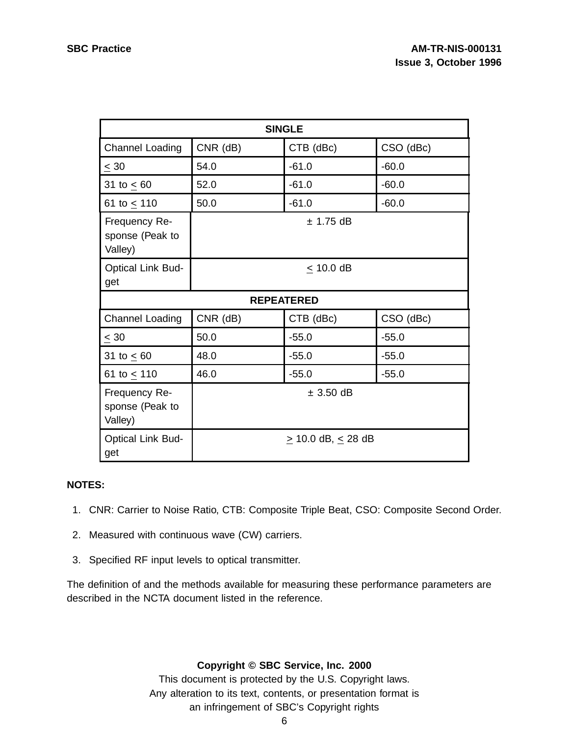| SINGLE | | | |
|---|---|---|---|
| Channel Loading | CNR (dB) | CTB (dBc) | CSO (dBc) |
| ≤ 30 | 54.0 | -61.0 | -60.0 |
| 31 to ≤ 60 | 52.0 | -61.0 | -60.0 |
| 61 to ≤ 110 | 50.0 | -61.0 | -60.0 |
| Frequency Response (Peak to Valley) | ± 1.75 dB | | |
| Optical Link Budget | ≤ 10.0 dB | | |
| **REPEATERED** | | | |
| Channel Loading | CNR (dB) | CTB (dBc) | CSO (dBc) |
| ≤ 30 | 50.0 | -55.0 | -55.0 |
| 31 to ≤ 60 | 48.0 | -55.0 | -55.0 |
| 61 to ≤ 110 | 46.0 | -55.0 | -55.0 |
| Frequency Response (Peak to Valley) | ± 3.50 dB | | |
| Optical Link Budget | ≥ 10.0 dB, ≤ 28 dB | | |

**NOTES:**

1. CNR: Carrier to Noise Ratio, CTB: Composite Triple Beat, CSO: Composite Second Order.
2. Measured with continuous wave (CW) carriers.
3. Specified RF input levels to optical transmitter.

The definition of and the methods available for measuring these performance parameters are described in the NCTA document listed in the reference.

**Copyright © SBC Service, Inc. 2000**
This document is protected by the U.S. Copyright laws.
Any alteration to its text, contents, or presentation format is
an infringement of SBC's Copyright rights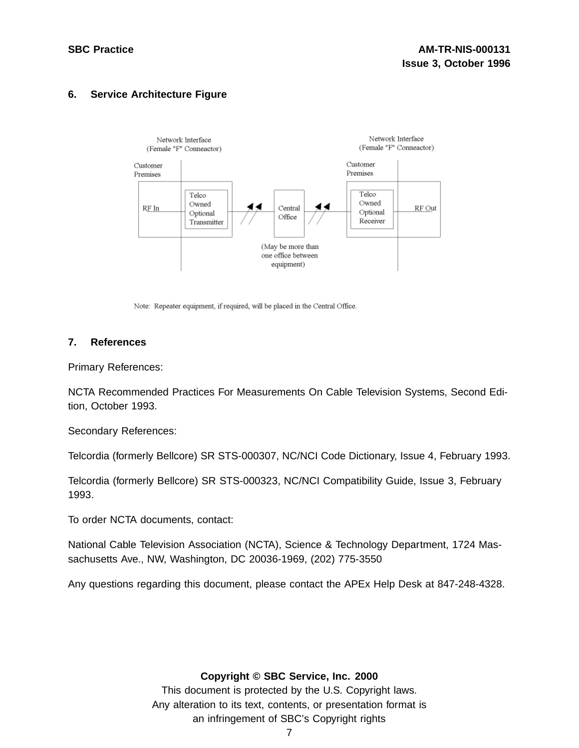## 6. Service Architecture Figure

Network Interface
(Female "F" Conneactor)

Network Interface
(Female "F" Conneactor)

Customer
Premises

Customer
Premises

RF In

Telco
Owned
Optional
Transmitter

Central
Office

Telco
Owned
Optional
Receiver

RF Out

(May be more than
one office between
equipment)

Note: Repeater equipment, if required, will be placed in the Central Office.

## 7. References

Primary References:

NCTA Recommended Practices For Measurements On Cable Television Systems, Second Edition, October 1993.

Secondary References:

Telcordia (formerly Bellcore) SR STS-000307, NC/NCI Code Dictionary, Issue 4, February 1993.

Telcordia (formerly Bellcore) SR STS-000323, NC/NCI Compatibility Guide, Issue 3, February 1993.

To order NCTA documents, contact:

National Cable Television Association (NCTA), Science & Technology Department, 1724 Massachusetts Ave., NW, Washington, DC 20036-1969, (202) 775-3550

Any questions regarding this document, please contact the APEx Help Desk at 847-248-4328.

**Copyright © SBC Service, Inc. 2000**
This document is protected by the U.S. Copyright laws.
Any alteration to its text, contents, or presentation format is
an infringement of SBC's Copyright rights